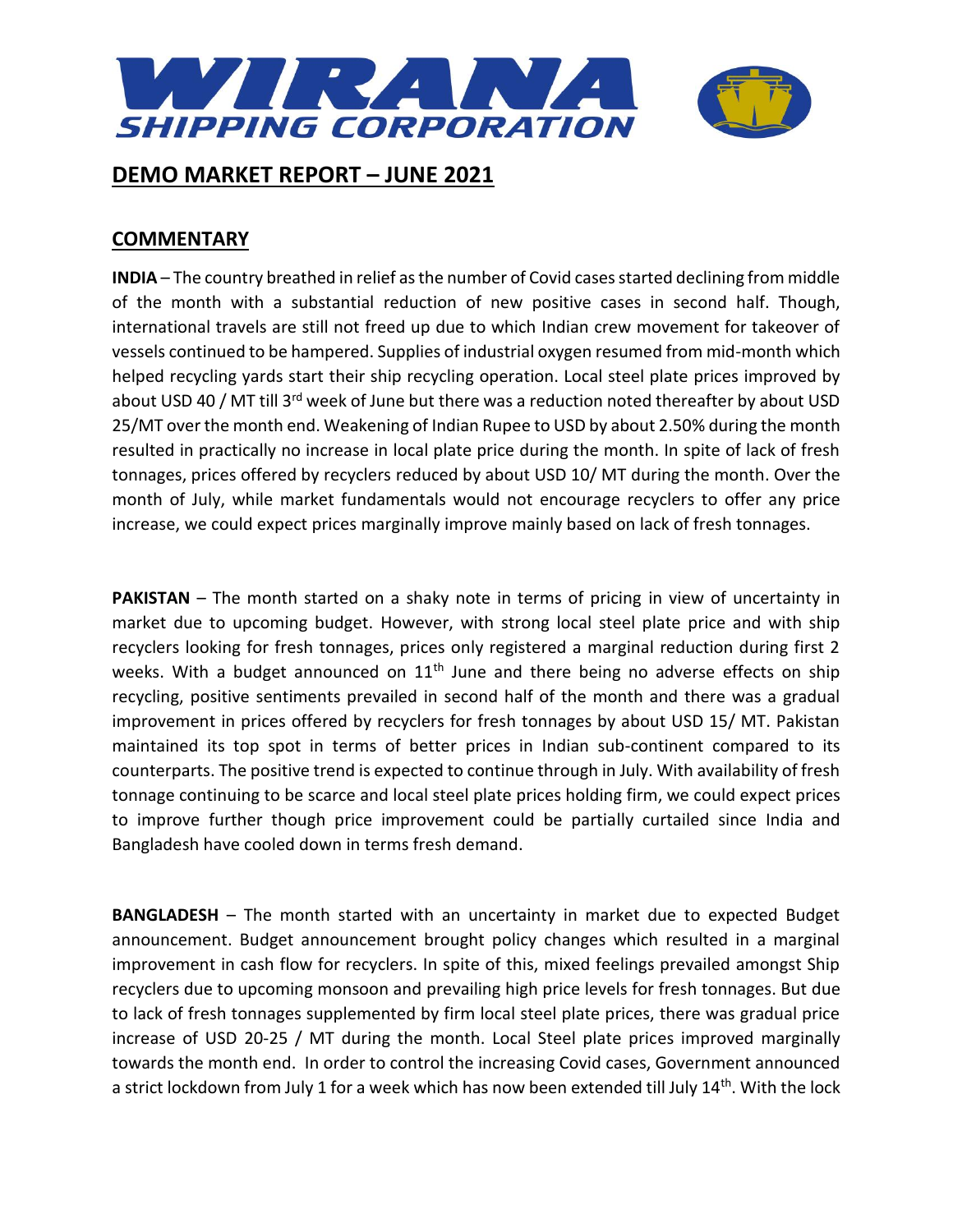# WIRANA SHIPPING CORPORATION

## DEMO MARKET REPORT – JUNE 2021

## COMMENTARY

**INDIA** – The country breathed in relief as the number of Covid cases started declining from middle of the month with a substantial reduction of new positive cases in second half. Though, international travels are still not freed up due to which Indian crew movement for takeover of vessels continued to be hampered. Supplies of industrial oxygen resumed from mid-month which helped recycling yards start their ship recycling operation. Local steel plate prices improved by about USD 40 / MT till 3rd week of June but there was a reduction noted thereafter by about USD 25/MT over the month end. Weakening of Indian Rupee to USD by about 2.50% during the month resulted in practically no increase in local plate price during the month. In spite of lack of fresh tonnages, prices offered by recyclers reduced by about USD 10/ MT during the month. Over the month of July, while market fundamentals would not encourage recyclers to offer any price increase, we could expect prices marginally improve mainly based on lack of fresh tonnages.

**PAKISTAN** – The month started on a shaky note in terms of pricing in view of uncertainty in market due to upcoming budget. However, with strong local steel plate price and with ship recyclers looking for fresh tonnages, prices only registered a marginal reduction during first 2 weeks. With a budget announced on 11th June and there being no adverse effects on ship recycling, positive sentiments prevailed in second half of the month and there was a gradual improvement in prices offered by recyclers for fresh tonnages by about USD 15/ MT. Pakistan maintained its top spot in terms of better prices in Indian sub-continent compared to its counterparts. The positive trend is expected to continue through in July. With availability of fresh tonnage continuing to be scarce and local steel plate prices holding firm, we could expect prices to improve further though price improvement could be partially curtailed since India and Bangladesh have cooled down in terms fresh demand.

**BANGLADESH** – The month started with an uncertainty in market due to expected Budget announcement. Budget announcement brought policy changes which resulted in a marginal improvement in cash flow for recyclers. In spite of this, mixed feelings prevailed amongst Ship recyclers due to upcoming monsoon and prevailing high price levels for fresh tonnages. But due to lack of fresh tonnages supplemented by firm local steel plate prices, there was gradual price increase of USD 20-25 / MT during the month. Local Steel plate prices improved marginally towards the month end. In order to control the increasing Covid cases, Government announced a strict lockdown from July 1 for a week which has now been extended till July 14th. With the lock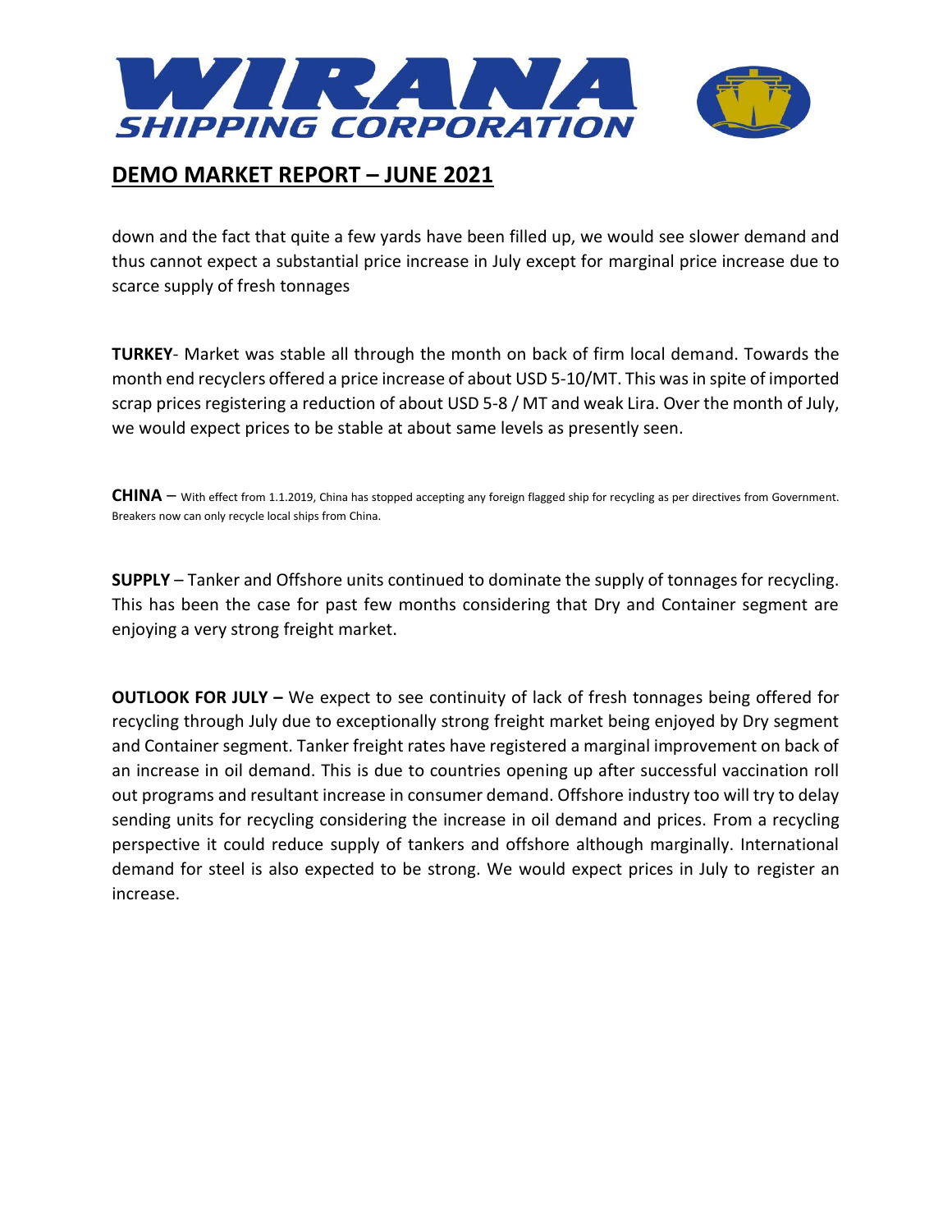## DEMO MARKET REPORT – JUNE 2021

down and the fact that quite a few yards have been filled up, we would see slower demand and thus cannot expect a substantial price increase in July except for marginal price increase due to scarce supply of fresh tonnages

**TURKEY**- Market was stable all through the month on back of firm local demand. Towards the month end recyclers offered a price increase of about USD 5-10/MT. This was in spite of imported scrap prices registering a reduction of about USD 5-8 / MT and weak Lira. Over the month of July, we would expect prices to be stable at about same levels as presently seen.

**CHINA** – With effect from 1.1.2019, China has stopped accepting any foreign flagged ship for recycling as per directives from Government. Breakers now can only recycle local ships from China.

**SUPPLY** – Tanker and Offshore units continued to dominate the supply of tonnages for recycling. This has been the case for past few months considering that Dry and Container segment are enjoying a very strong freight market.

**OUTLOOK FOR JULY –** We expect to see continuity of lack of fresh tonnages being offered for recycling through July due to exceptionally strong freight market being enjoyed by Dry segment and Container segment. Tanker freight rates have registered a marginal improvement on back of an increase in oil demand. This is due to countries opening up after successful vaccination roll out programs and resultant increase in consumer demand. Offshore industry too will try to delay sending units for recycling considering the increase in oil demand and prices. From a recycling perspective it could reduce supply of tankers and offshore although marginally. International demand for steel is also expected to be strong. We would expect prices in July to register an increase.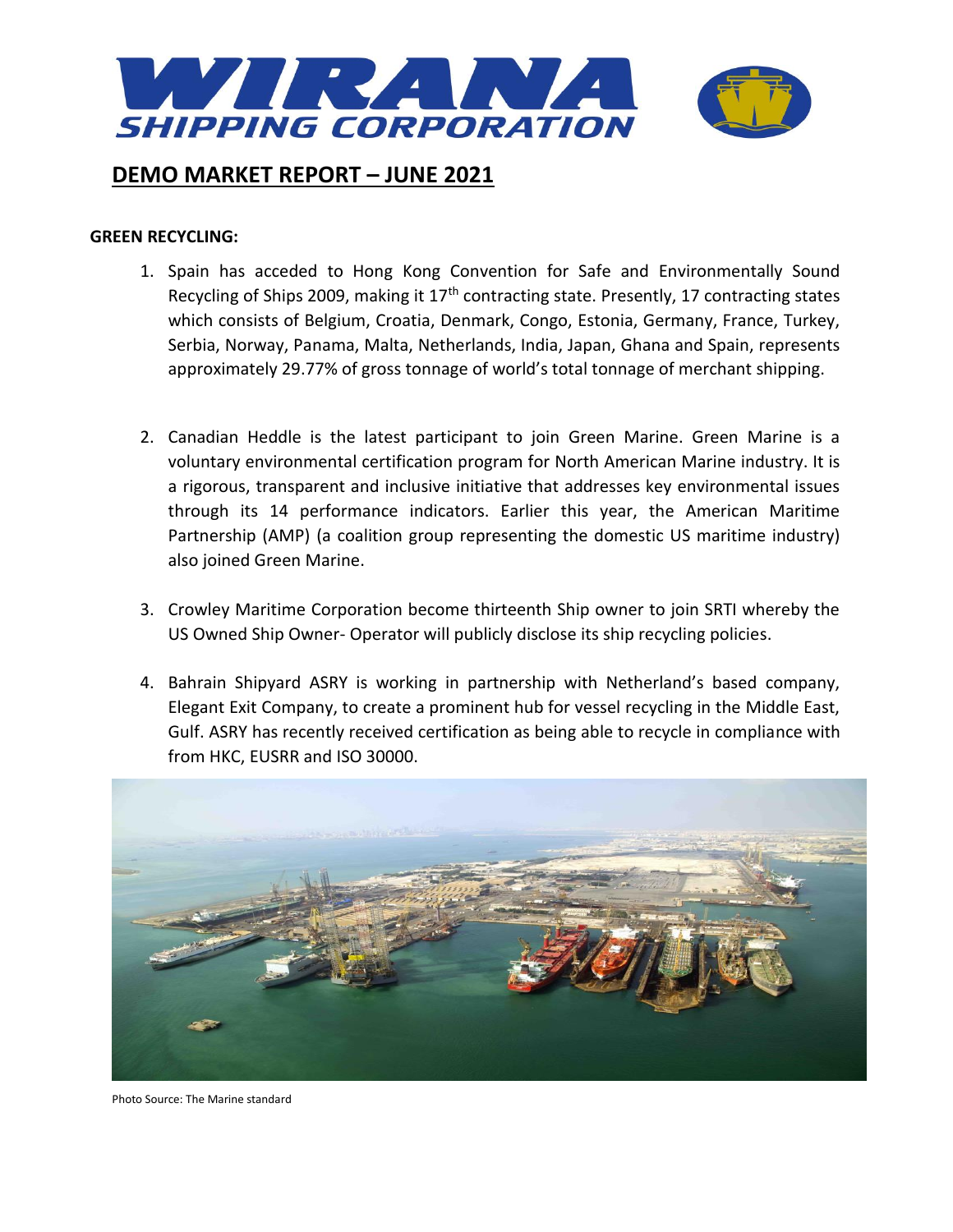# WIRANA SHIPPING CORPORATION

## DEMO MARKET REPORT – JUNE 2021

**GREEN RECYCLING:**

1. Spain has acceded to Hong Kong Convention for Safe and Environmentally Sound Recycling of Ships 2009, making it 17th contracting state. Presently, 17 contracting states which consists of Belgium, Croatia, Denmark, Congo, Estonia, Germany, France, Turkey, Serbia, Norway, Panama, Malta, Netherlands, India, Japan, Ghana and Spain, represents approximately 29.77% of gross tonnage of world's total tonnage of merchant shipping.

2. Canadian Heddle is the latest participant to join Green Marine. Green Marine is a voluntary environmental certification program for North American Marine industry. It is a rigorous, transparent and inclusive initiative that addresses key environmental issues through its 14 performance indicators. Earlier this year, the American Maritime Partnership (AMP) (a coalition group representing the domestic US maritime industry) also joined Green Marine.

3. Crowley Maritime Corporation become thirteenth Ship owner to join SRTI whereby the US Owned Ship Owner- Operator will publicly disclose its ship recycling policies.

4. Bahrain Shipyard ASRY is working in partnership with Netherland's based company, Elegant Exit Company, to create a prominent hub for vessel recycling in the Middle East, Gulf. ASRY has recently received certification as being able to recycle in compliance with from HKC, EUSRR and ISO 30000.

Photo Source: The Marine standard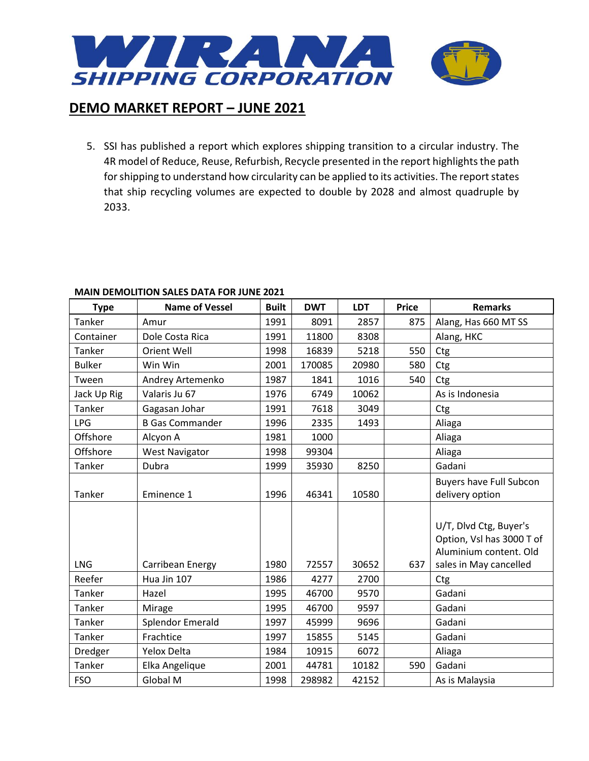## DEMO MARKET REPORT – JUNE 2021

5. SSI has published a report which explores shipping transition to a circular industry. The 4R model of Reduce, Reuse, Refurbish, Recycle presented in the report highlights the path for shipping to understand how circularity can be applied to its activities. The report states that ship recycling volumes are expected to double by 2028 and almost quadruple by 2033.

**MAIN DEMOLITION SALES DATA FOR JUNE 2021**

| Type | Name of Vessel | Built | DWT | LDT | Price | Remarks |
|---|---|---|---|---|---|---|
| Tanker | Amur | 1991 | 8091 | 2857 | 875 | Alang, Has 660 MT SS |
| Container | Dole Costa Rica | 1991 | 11800 | 8308 | | Alang, HKC |
| Tanker | Orient Well | 1998 | 16839 | 5218 | 550 | Ctg |
| Bulker | Win Win | 2001 | 170085 | 20980 | 580 | Ctg |
| Tween | Andrey Artemenko | 1987 | 1841 | 1016 | 540 | Ctg |
| Jack Up Rig | Valaris Ju 67 | 1976 | 6749 | 10062 | | As is Indonesia |
| Tanker | Gagasan Johar | 1991 | 7618 | 3049 | | Ctg |
| LPG | B Gas Commander | 1996 | 2335 | 1493 | | Aliaga |
| Offshore | Alcyon A | 1981 | 1000 | | | Aliaga |
| Offshore | West Navigator | 1998 | 99304 | | | Aliaga |
| Tanker | Dubra | 1999 | 35930 | 8250 | | Gadani |
| Tanker | Eminence 1 | 1996 | 46341 | 10580 | | Buyers have Full Subcon delivery option |
| LNG | Carribean Energy | 1980 | 72557 | 30652 | 637 | U/T, Dlvd Ctg, Buyer's Option, Vsl has 3000 T of Aluminium content. Old sales in May cancelled |
| Reefer | Hua Jin 107 | 1986 | 4277 | 2700 | | Ctg |
| Tanker | Hazel | 1995 | 46700 | 9570 | | Gadani |
| Tanker | Mirage | 1995 | 46700 | 9597 | | Gadani |
| Tanker | Splendor Emerald | 1997 | 45999 | 9696 | | Gadani |
| Tanker | Frachtice | 1997 | 15855 | 5145 | | Gadani |
| Dredger | Yelox Delta | 1984 | 10915 | 6072 | | Aliaga |
| Tanker | Elka Angelique | 2001 | 44781 | 10182 | 590 | Gadani |
| FSO | Global M | 1998 | 298982 | 42152 | | As is Malaysia |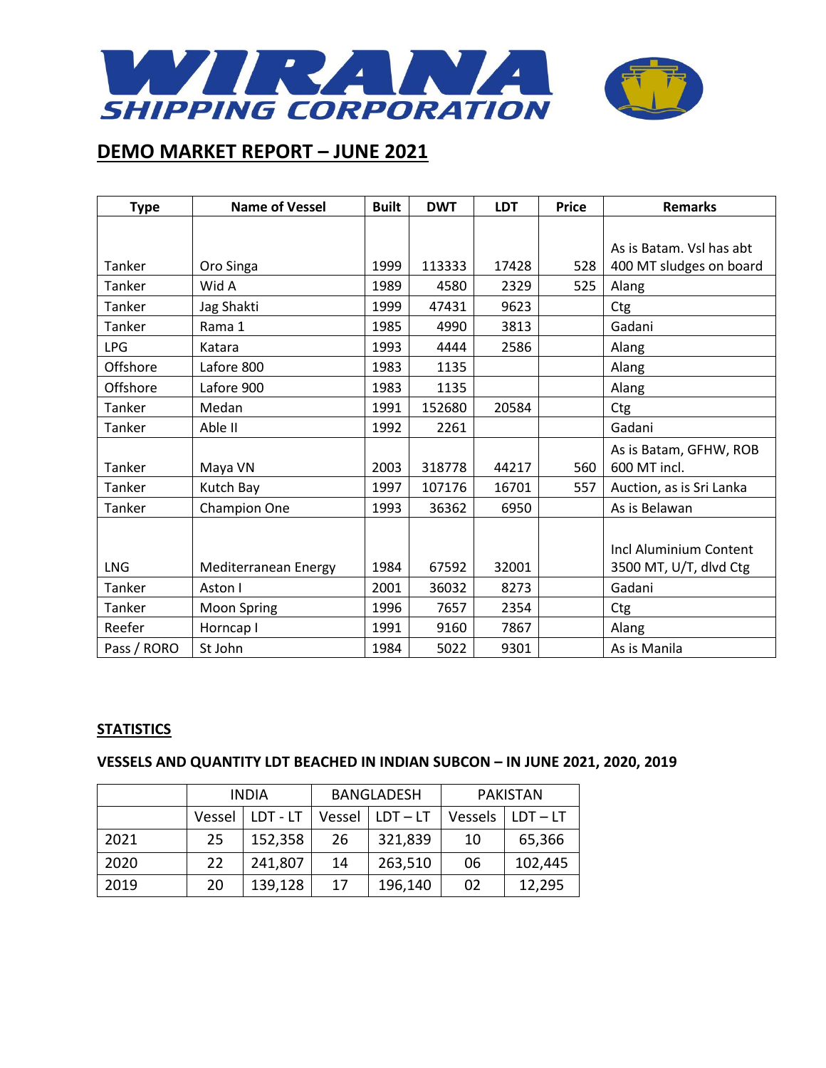**WIRANA SHIPPING CORPORATION**

## DEMO MARKET REPORT – JUNE 2021

| Type | Name of Vessel | Built | DWT | LDT | Price | Remarks |
|---|---|---|---|---|---|---|
| Tanker | Oro Singa | 1999 | 113333 | 17428 | 528 | As is Batam. Vsl has abt 400 MT sludges on board |
| Tanker | Wid A | 1989 | 4580 | 2329 | 525 | Alang |
| Tanker | Jag Shakti | 1999 | 47431 | 9623 | | Ctg |
| Tanker | Rama 1 | 1985 | 4990 | 3813 | | Gadani |
| LPG | Katara | 1993 | 4444 | 2586 | | Alang |
| Offshore | Lafore 800 | 1983 | 1135 | | | Alang |
| Offshore | Lafore 900 | 1983 | 1135 | | | Alang |
| Tanker | Medan | 1991 | 152680 | 20584 | | Ctg |
| Tanker | Able II | 1992 | 2261 | | | Gadani |
| Tanker | Maya VN | 2003 | 318778 | 44217 | 560 | As is Batam, GFHW, ROB 600 MT incl. |
| Tanker | Kutch Bay | 1997 | 107176 | 16701 | 557 | Auction, as is Sri Lanka |
| Tanker | Champion One | 1993 | 36362 | 6950 | | As is Belawan |
| LNG | Mediterranean Energy | 1984 | 67592 | 32001 | | Incl Aluminium Content 3500 MT, U/T, dlvd Ctg |
| Tanker | Aston I | 2001 | 36032 | 8273 | | Gadani |
| Tanker | Moon Spring | 1996 | 7657 | 2354 | | Ctg |
| Reefer | Horncap I | 1991 | 9160 | 7867 | | Alang |
| Pass / RORO | St John | 1984 | 5022 | 9301 | | As is Manila |

### STATISTICS

### VESSELS AND QUANTITY LDT BEACHED IN INDIAN SUBCON – IN JUNE 2021, 2020, 2019

| | INDIA | | BANGLADESH | | PAKISTAN | |
|---|---|---|---|---|---|---|
| | Vessel | LDT - LT | Vessel | LDT – LT | Vessels | LDT – LT |
| 2021 | 25 | 152,358 | 26 | 321,839 | 10 | 65,366 |
| 2020 | 22 | 241,807 | 14 | 263,510 | 06 | 102,445 |
| 2019 | 20 | 139,128 | 17 | 196,140 | 02 | 12,295 |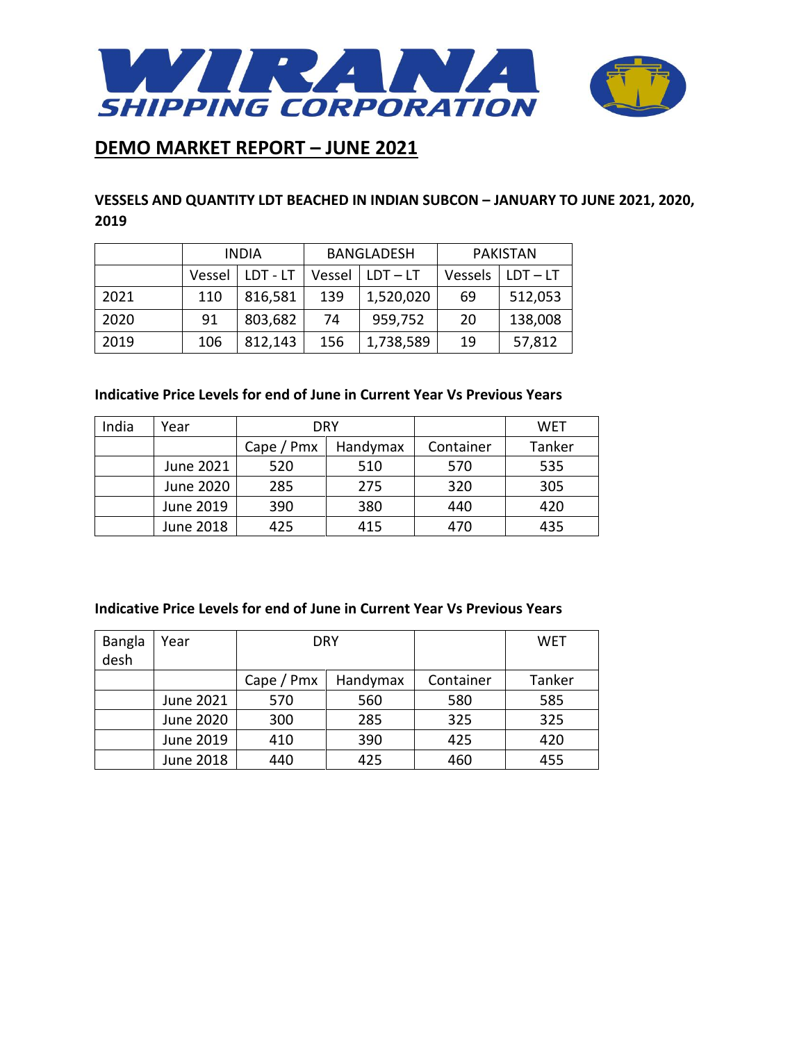WIRANA SHIPPING CORPORATION

## DEMO MARKET REPORT – JUNE 2021

### VESSELS AND QUANTITY LDT BEACHED IN INDIAN SUBCON – JANUARY TO JUNE 2021, 2020, 2019

| | INDIA | | BANGLADESH | | PAKISTAN | |
|---|---|---|---|---|---|---|
| | Vessel | LDT - LT | Vessel | LDT – LT | Vessels | LDT – LT |
| 2021 | 110 | 816,581 | 139 | 1,520,020 | 69 | 512,053 |
| 2020 | 91 | 803,682 | 74 | 959,752 | 20 | 138,008 |
| 2019 | 106 | 812,143 | 156 | 1,738,589 | 19 | 57,812 |

**Indicative Price Levels for end of June in Current Year Vs Previous Years**

| India | Year | DRY | | | WET |
|---|---|---|---|---|---|
| | | Cape / Pmx | Handymax | Container | Tanker |
| | June 2021 | 520 | 510 | 570 | 535 |
| | June 2020 | 285 | 275 | 320 | 305 |
| | June 2019 | 390 | 380 | 440 | 420 |
| | June 2018 | 425 | 415 | 470 | 435 |

**Indicative Price Levels for end of June in Current Year Vs Previous Years**

| Bangladesh | Year | DRY | | | WET |
|---|---|---|---|---|---|
| | | Cape / Pmx | Handymax | Container | Tanker |
| | June 2021 | 570 | 560 | 580 | 585 |
| | June 2020 | 300 | 285 | 325 | 325 |
| | June 2019 | 410 | 390 | 425 | 420 |
| | June 2018 | 440 | 425 | 460 | 455 |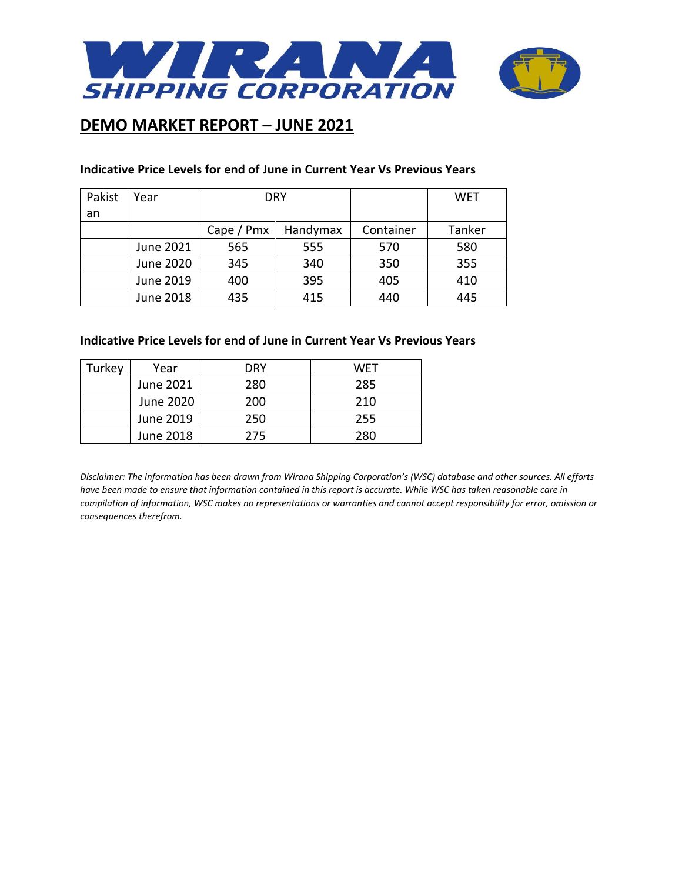WIRANA
SHIPPING CORPORATION

## DEMO MARKET REPORT – JUNE 2021

**Indicative Price Levels for end of June in Current Year Vs Previous Years**

| Pakistan | Year | DRY | | | WET |
|---|---|---|---|---|---|
| | | Cape / Pmx | Handymax | Container | Tanker |
| | June 2021 | 565 | 555 | 570 | 580 |
| | June 2020 | 345 | 340 | 350 | 355 |
| | June 2019 | 400 | 395 | 405 | 410 |
| | June 2018 | 435 | 415 | 440 | 445 |

**Indicative Price Levels for end of June in Current Year Vs Previous Years**

| Turkey | Year | DRY | WET |
|---|---|---|---|
| | June 2021 | 280 | 285 |
| | June 2020 | 200 | 210 |
| | June 2019 | 250 | 255 |
| | June 2018 | 275 | 280 |

*Disclaimer: The information has been drawn from Wirana Shipping Corporation's (WSC) database and other sources. All efforts have been made to ensure that information contained in this report is accurate. While WSC has taken reasonable care in compilation of information, WSC makes no representations or warranties and cannot accept responsibility for error, omission or consequences therefrom.*